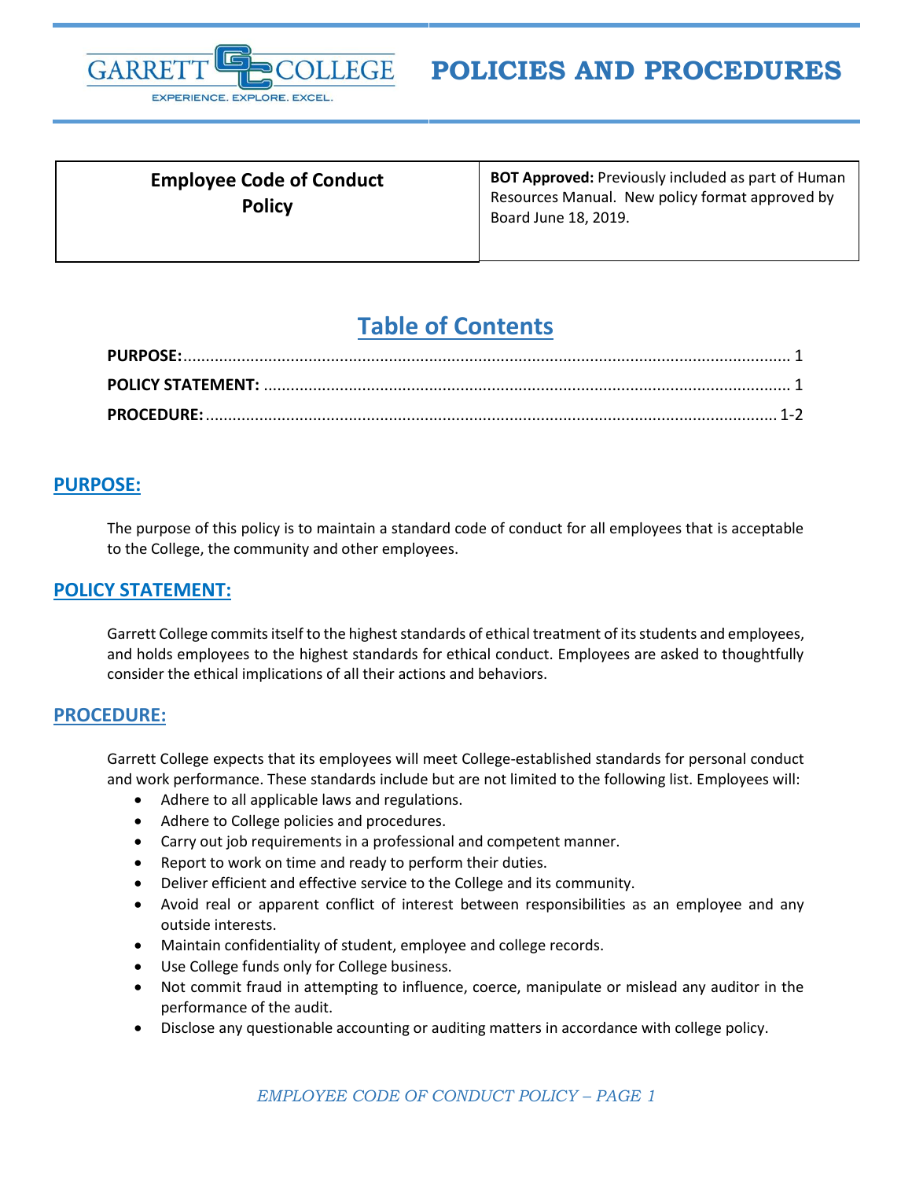# POLICIES AND PROCEDURES

| Employee Code of Conduct Policy | **BOT Approved:** Previously included as part of Human Resources Manual. New policy format approved by Board June 18, 2019. |
|---|---|

## Table of Contents

**PURPOSE:** ........................................................ 1
**POLICY STATEMENT:** ........................................................ 1
**PROCEDURE:** ........................................................ 1-2

## PURPOSE:

The purpose of this policy is to maintain a standard code of conduct for all employees that is acceptable to the College, the community and other employees.

## POLICY STATEMENT:

Garrett College commits itself to the highest standards of ethical treatment of its students and employees, and holds employees to the highest standards for ethical conduct. Employees are asked to thoughtfully consider the ethical implications of all their actions and behaviors.

## PROCEDURE:

Garrett College expects that its employees will meet College-established standards for personal conduct and work performance. These standards include but are not limited to the following list. Employees will:

- Adhere to all applicable laws and regulations.
- Adhere to College policies and procedures.
- Carry out job requirements in a professional and competent manner.
- Report to work on time and ready to perform their duties.
- Deliver efficient and effective service to the College and its community.
- Avoid real or apparent conflict of interest between responsibilities as an employee and any outside interests.
- Maintain confidentiality of student, employee and college records.
- Use College funds only for College business.
- Not commit fraud in attempting to influence, coerce, manipulate or mislead any auditor in the performance of the audit.
- Disclose any questionable accounting or auditing matters in accordance with college policy.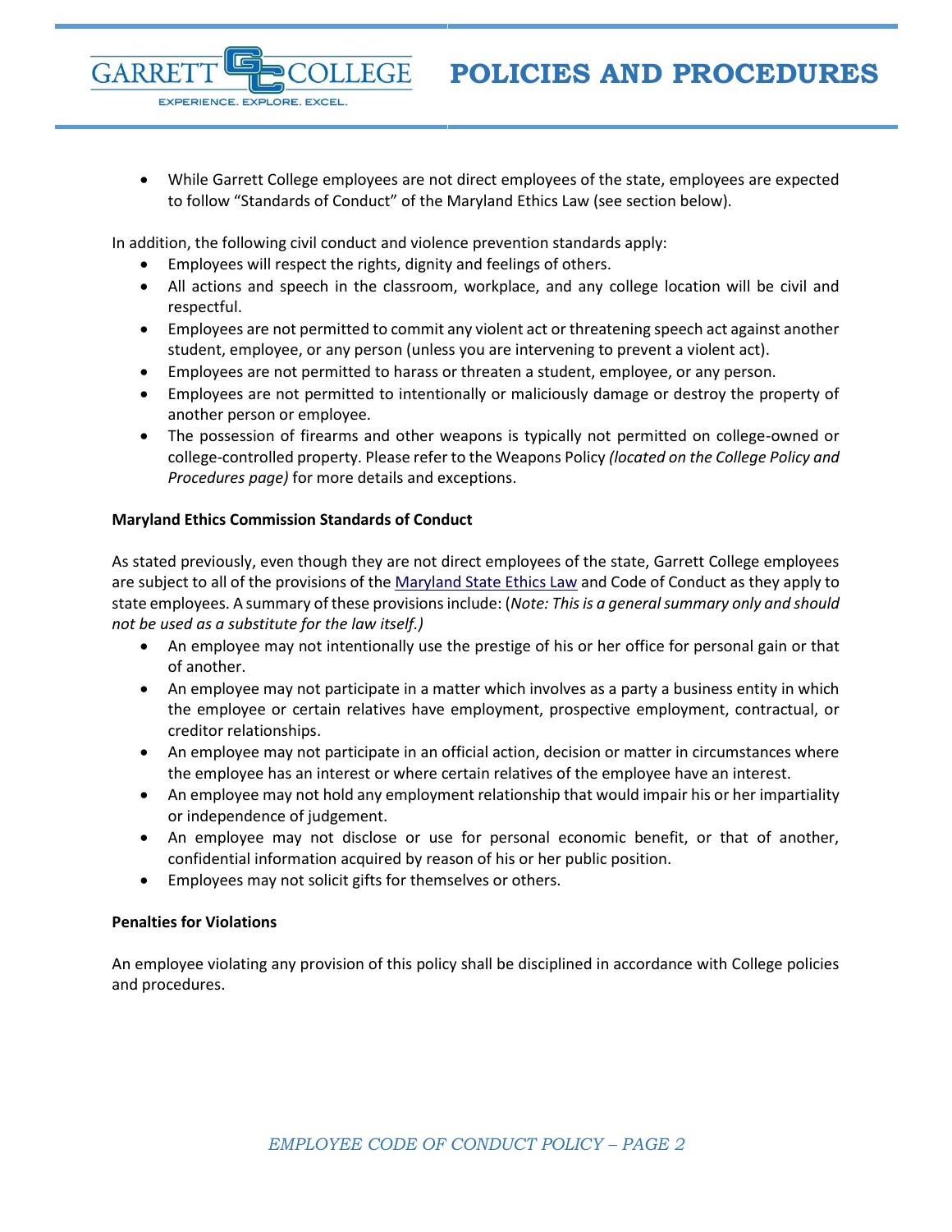- While Garrett College employees are not direct employees of the state, employees are expected to follow "Standards of Conduct" of the Maryland Ethics Law (see section below).

In addition, the following civil conduct and violence prevention standards apply:

- Employees will respect the rights, dignity and feelings of others.
- All actions and speech in the classroom, workplace, and any college location will be civil and respectful.
- Employees are not permitted to commit any violent act or threatening speech act against another student, employee, or any person (unless you are intervening to prevent a violent act).
- Employees are not permitted to harass or threaten a student, employee, or any person.
- Employees are not permitted to intentionally or maliciously damage or destroy the property of another person or employee.
- The possession of firearms and other weapons is typically not permitted on college-owned or college-controlled property. Please refer to the Weapons Policy *(located on the College Policy and Procedures page)* for more details and exceptions.

**Maryland Ethics Commission Standards of Conduct**

As stated previously, even though they are not direct employees of the state, Garrett College employees are subject to all of the provisions of the Maryland State Ethics Law and Code of Conduct as they apply to state employees. A summary of these provisions include: (*Note: This is a general summary only and should not be used as a substitute for the law itself.)*

- An employee may not intentionally use the prestige of his or her office for personal gain or that of another.
- An employee may not participate in a matter which involves as a party a business entity in which the employee or certain relatives have employment, prospective employment, contractual, or creditor relationships.
- An employee may not participate in an official action, decision or matter in circumstances where the employee has an interest or where certain relatives of the employee have an interest.
- An employee may not hold any employment relationship that would impair his or her impartiality or independence of judgement.
- An employee may not disclose or use for personal economic benefit, or that of another, confidential information acquired by reason of his or her public position.
- Employees may not solicit gifts for themselves or others.

**Penalties for Violations**

An employee violating any provision of this policy shall be disciplined in accordance with College policies and procedures.